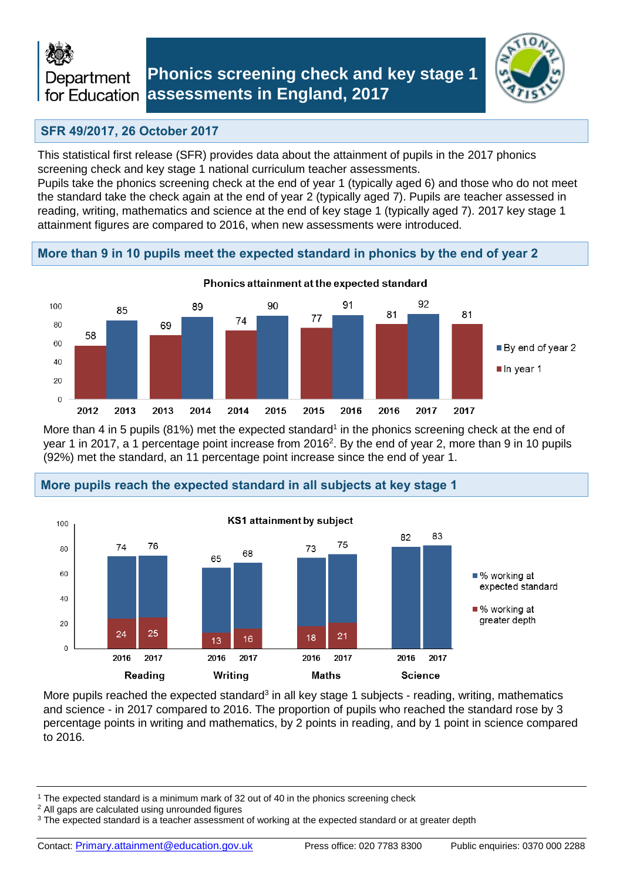# Phonics screening check and key stage 1 assessments in England, 2017

Department for Education

## SFR 49/2017, 26 October 2017

This statistical first release (SFR) provides data about the attainment of pupils in the 2017 phonics screening check and key stage 1 national curriculum teacher assessments.
Pupils take the phonics screening check at the end of year 1 (typically aged 6) and those who do not meet the standard take the check again at the end of year 2 (typically aged 7). Pupils are teacher assessed in reading, writing, mathematics and science at the end of key stage 1 (typically aged 7). 2017 key stage 1 attainment figures are compared to 2016, when new assessments were introduced.

## More than 9 in 10 pupils meet the expected standard in phonics by the end of year 2

**Phonics attainment at the expected standard**

| Year | In year 1 | By end of year 2 |
|---|---|---|
| 2012 | 58 | |
| 2013 | | 85 |
| 2013 | 69 | |
| 2014 | | 89 |
| 2014 | 74 | |
| 2015 | | 90 |
| 2015 | 77 | |
| 2016 | | 91 |
| 2016 | 81 | |
| 2017 | | 92 |
| 2017 | 81 | |

More than 4 in 5 pupils (81%) met the expected standard[1] in the phonics screening check at the end of year 1 in 2017, a 1 percentage point increase from 2016[2]. By the end of year 2, more than 9 in 10 pupils (92%) met the standard, an 11 percentage point increase since the end of year 1.

## More pupils reach the expected standard in all subjects at key stage 1

**KS1 attainment by subject**

| Subject | Year | % working at expected standard | % working at greater depth |
|---|---|---|---|
| Reading | 2016 | 74 | 24 |
| Reading | 2017 | 76 | 25 |
| Writing | 2016 | 65 | 13 |
| Writing | 2017 | 68 | 16 |
| Maths | 2016 | 73 | 18 |
| Maths | 2017 | 75 | 21 |
| Science | 2016 | 82 | |
| Science | 2017 | 83 | |

More pupils reached the expected standard[3] in all key stage 1 subjects - reading, writing, mathematics and science - in 2017 compared to 2016. The proportion of pupils who reached the standard rose by 3 percentage points in writing and mathematics, by 2 points in reading, and by 1 point in science compared to 2016.

---

[1] The expected standard is a minimum mark of 32 out of 40 in the phonics screening check
[2] All gaps are calculated using unrounded figures
[3] The expected standard is a teacher assessment of working at the expected standard or at greater depth

Contact: Primary.attainment@education.gov.uk Press office: 020 7783 8300 Public enquiries: 0370 000 2288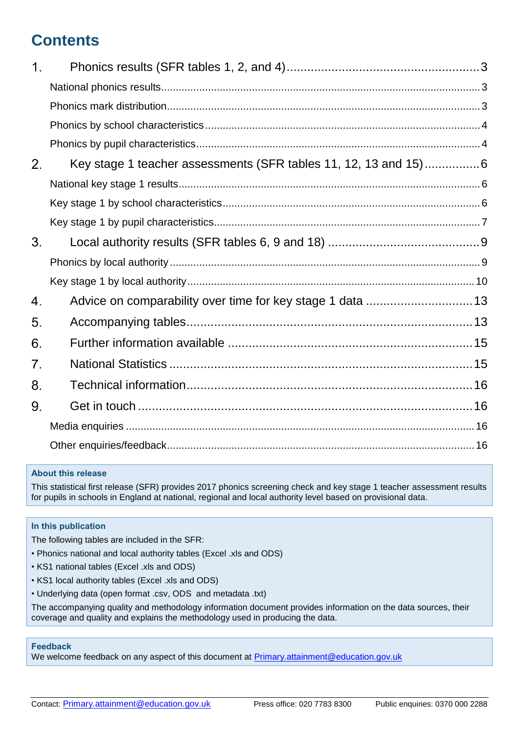# Contents

1. Phonics results (SFR tables 1, 2, and 4) ........................................ 3
   - National phonics results ........................................ 3
   - Phonics mark distribution ........................................ 3
   - Phonics by school characteristics ........................................ 4
   - Phonics by pupil characteristics ........................................ 4
2. Key stage 1 teacher assessments (SFR tables 11, 12, 13 and 15) ................ 6
   - National key stage 1 results ........................................ 6
   - Key stage 1 by school characteristics ........................................ 6
   - Key stage 1 by pupil characteristics ........................................ 7
3. Local authority results (SFR tables 6, 9 and 18) ........................................ 9
   - Phonics by local authority ........................................ 9
   - Key stage 1 by local authority ........................................ 10
4. Advice on comparability over time for key stage 1 data ........................................ 13
5. Accompanying tables ........................................ 13
6. Further information available ........................................ 15
7. National Statistics ........................................ 15
8. Technical information ........................................ 16
9. Get in touch ........................................ 16
   - Media enquiries ........................................ 16
   - Other enquiries/feedback ........................................ 16

**About this release**

This statistical first release (SFR) provides 2017 phonics screening check and key stage 1 teacher assessment results for pupils in schools in England at national, regional and local authority level based on provisional data.

**In this publication**

The following tables are included in the SFR:

- Phonics national and local authority tables (Excel .xls and ODS)
- KS1 national tables (Excel .xls and ODS)
- KS1 local authority tables (Excel .xls and ODS)
- Underlying data (open format .csv, ODS and metadata .txt)

The accompanying quality and methodology information document provides information on the data sources, their coverage and quality and explains the methodology used in producing the data.

**Feedback**

We welcome feedback on any aspect of this document at [Primary.attainment@education.gov.uk](mailto:Primary.attainment@education.gov.uk)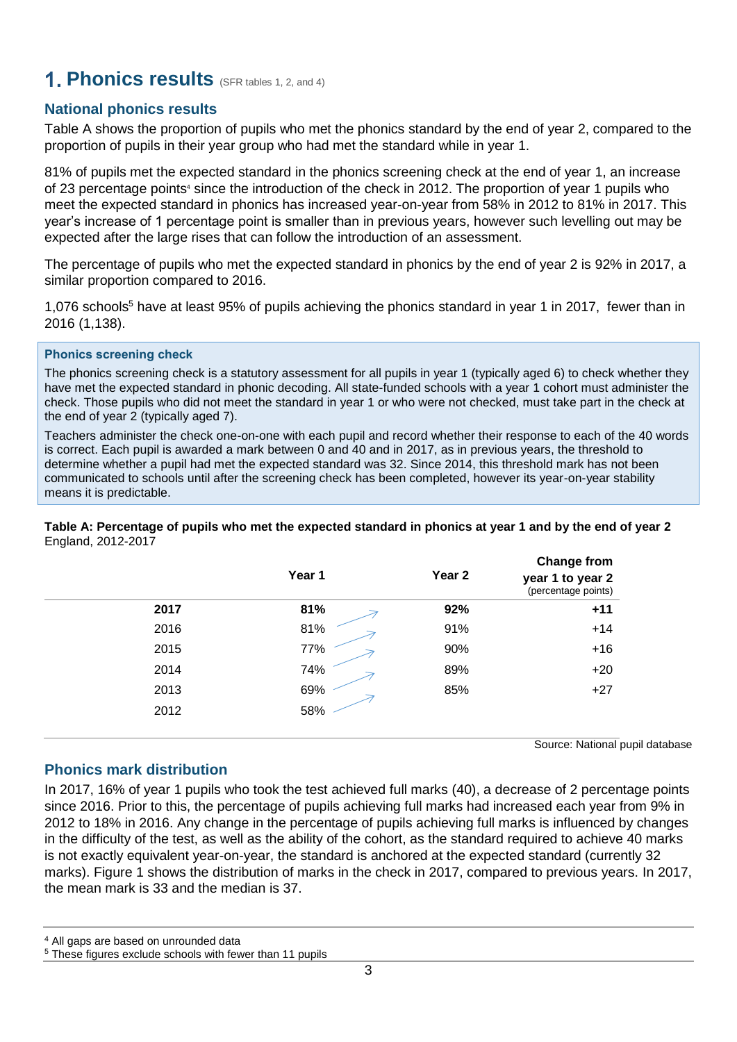# 1. Phonics results (SFR tables 1, 2, and 4)

## National phonics results

Table A shows the proportion of pupils who met the phonics standard by the end of year 2, compared to the proportion of pupils in their year group who had met the standard while in year 1.

81% of pupils met the expected standard in the phonics screening check at the end of year 1, an increase of 23 percentage points[4] since the introduction of the check in 2012. The proportion of year 1 pupils who meet the expected standard in phonics has increased year-on-year from 58% in 2012 to 81% in 2017. This year's increase of 1 percentage point is smaller than in previous years, however such levelling out may be expected after the large rises that can follow the introduction of an assessment.

The percentage of pupils who met the expected standard in phonics by the end of year 2 is 92% in 2017, a similar proportion compared to 2016.

1,076 schools[5] have at least 95% of pupils achieving the phonics standard in year 1 in 2017, fewer than in 2016 (1,138).

### Phonics screening check

The phonics screening check is a statutory assessment for all pupils in year 1 (typically aged 6) to check whether they have met the expected standard in phonic decoding. All state-funded schools with a year 1 cohort must administer the check. Those pupils who did not meet the standard in year 1 or who were not checked, must take part in the check at the end of year 2 (typically aged 7).

Teachers administer the check one-on-one with each pupil and record whether their response to each of the 40 words is correct. Each pupil is awarded a mark between 0 and 40 and in 2017, as in previous years, the threshold to determine whether a pupil had met the expected standard was 32. Since 2014, this threshold mark has not been communicated to schools until after the screening check has been completed, however its year-on-year stability means it is predictable.

**Table A: Percentage of pupils who met the expected standard in phonics at year 1 and by the end of year 2**
England, 2012-2017

| | Year 1 | Year 2 | Change from year 1 to year 2 (percentage points) |
|---|---|---|---|
| **2017** | **81%** | **92%** | **+11** |
| 2016 | 81% | 91% | +14 |
| 2015 | 77% | 90% | +16 |
| 2014 | 74% | 89% | +20 |
| 2013 | 69% | 85% | +27 |
| 2012 | 58% | | |

Source: National pupil database

## Phonics mark distribution

In 2017, 16% of year 1 pupils who took the test achieved full marks (40), a decrease of 2 percentage points since 2016. Prior to this, the percentage of pupils achieving full marks had increased each year from 9% in 2012 to 18% in 2016. Any change in the percentage of pupils achieving full marks is influenced by changes in the difficulty of the test, as well as the ability of the cohort, as the standard required to achieve 40 marks is not exactly equivalent year-on-year, the standard is anchored at the expected standard (currently 32 marks). Figure 1 shows the distribution of marks in the check in 2017, compared to previous years. In 2017, the mean mark is 33 and the median is 37.

---

[4] All gaps are based on unrounded data

[5] These figures exclude schools with fewer than 11 pupils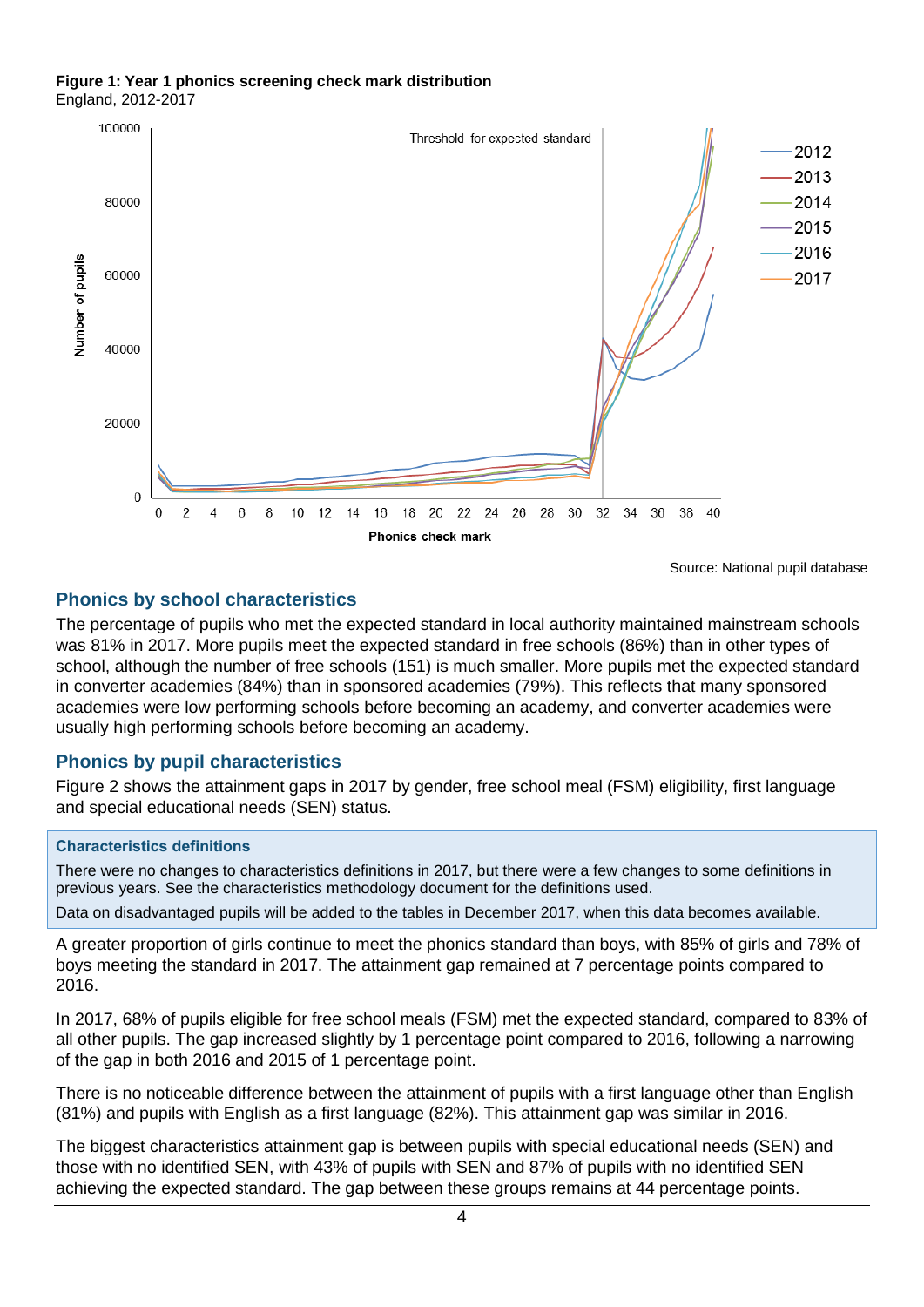**Figure 1: Year 1 phonics screening check mark distribution**
England, 2012-2017

Source: National pupil database

## Phonics by school characteristics

The percentage of pupils who met the expected standard in local authority maintained mainstream schools was 81% in 2017. More pupils meet the expected standard in free schools (86%) than in other types of school, although the number of free schools (151) is much smaller. More pupils met the expected standard in converter academies (84%) than in sponsored academies (79%). This reflects that many sponsored academies were low performing schools before becoming an academy, and converter academies were usually high performing schools before becoming an academy.

## Phonics by pupil characteristics

Figure 2 shows the attainment gaps in 2017 by gender, free school meal (FSM) eligibility, first language and special educational needs (SEN) status.

**Characteristics definitions**

There were no changes to characteristics definitions in 2017, but there were a few changes to some definitions in previous years. See the characteristics methodology document for the definitions used.

Data on disadvantaged pupils will be added to the tables in December 2017, when this data becomes available.

A greater proportion of girls continue to meet the phonics standard than boys, with 85% of girls and 78% of boys meeting the standard in 2017. The attainment gap remained at 7 percentage points compared to 2016.

In 2017, 68% of pupils eligible for free school meals (FSM) met the expected standard, compared to 83% of all other pupils. The gap increased slightly by 1 percentage point compared to 2016, following a narrowing of the gap in both 2016 and 2015 of 1 percentage point.

There is no noticeable difference between the attainment of pupils with a first language other than English (81%) and pupils with English as a first language (82%). This attainment gap was similar in 2016.

The biggest characteristics attainment gap is between pupils with special educational needs (SEN) and those with no identified SEN, with 43% of pupils with SEN and 87% of pupils with no identified SEN achieving the expected standard. The gap between these groups remains at 44 percentage points.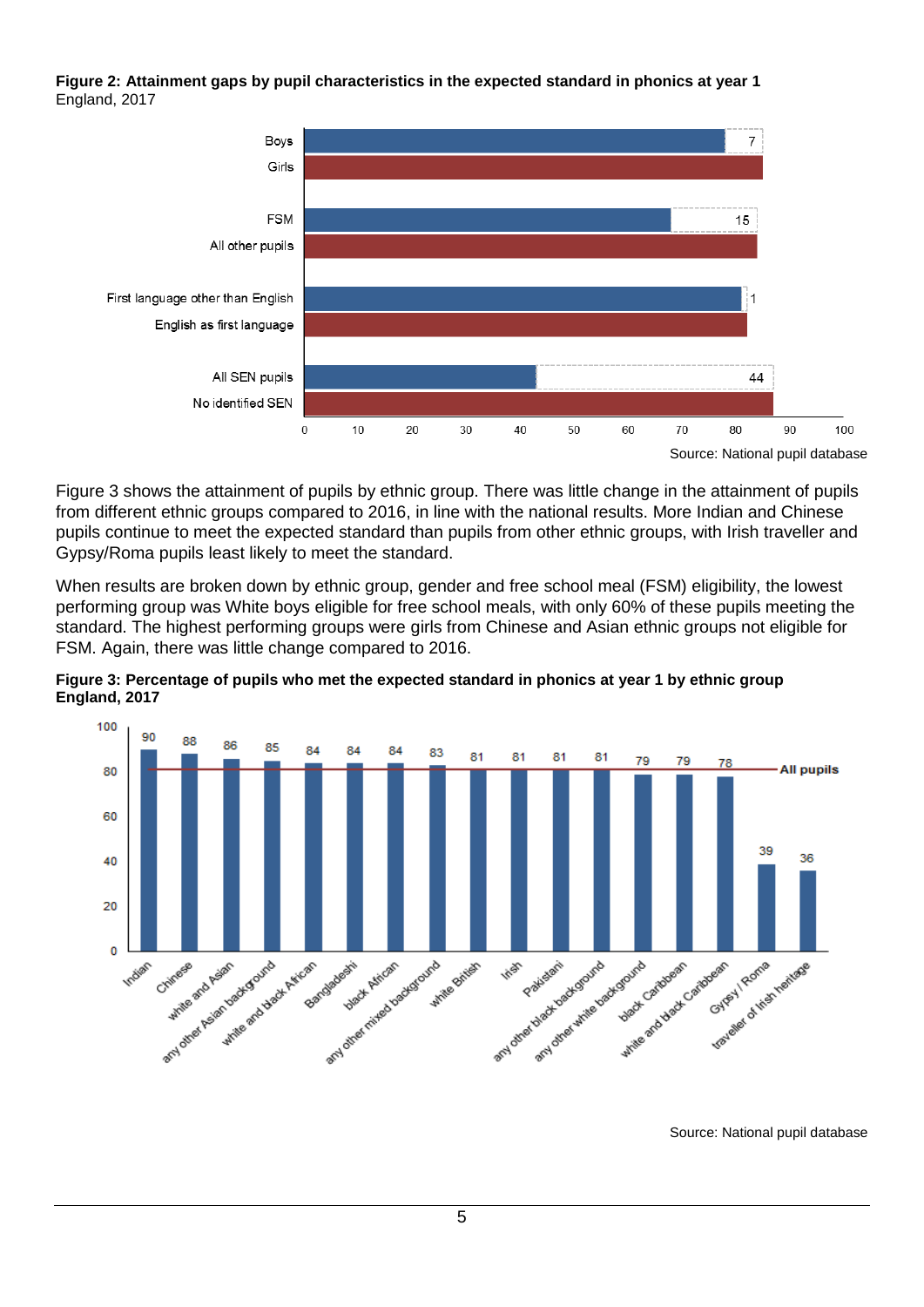**Figure 2: Attainment gaps by pupil characteristics in the expected standard in phonics at year 1**
England, 2017

| Characteristic | Gap (percentage points) |
|---|---|
| Boys / Girls | 7 |
| FSM / All other pupils | 15 |
| First language other than English / English as first language | 1 |
| All SEN pupils / No identified SEN | 44 |

Source: National pupil database

Figure 3 shows the attainment of pupils by ethnic group. There was little change in the attainment of pupils from different ethnic groups compared to 2016, in line with the national results. More Indian and Chinese pupils continue to meet the expected standard than pupils from other ethnic groups, with Irish traveller and Gypsy/Roma pupils least likely to meet the standard.

When results are broken down by ethnic group, gender and free school meal (FSM) eligibility, the lowest performing group was White boys eligible for free school meals, with only 60% of these pupils meeting the standard. The highest performing groups were girls from Chinese and Asian ethnic groups not eligible for FSM. Again, there was little change compared to 2016.

**Figure 3: Percentage of pupils who met the expected standard in phonics at year 1 by ethnic group England, 2017**

| Ethnic group | Percentage |
|---|---|
| Indian | 90 |
| Chinese | 88 |
| white and Asian | 86 |
| any other Asian background | 85 |
| white and black African | 84 |
| Bangladeshi | 84 |
| black African | 84 |
| any other mixed background | 83 |
| white British | 81 |
| Irish | 81 |
| Pakistani | 81 |
| any other black background | 81 |
| any other white background | 79 |
| black Caribbean | 79 |
| white and black Caribbean | 78 |
| Gypsy / Roma | 39 |
| traveller of Irish heritage | 36 |

Source: National pupil database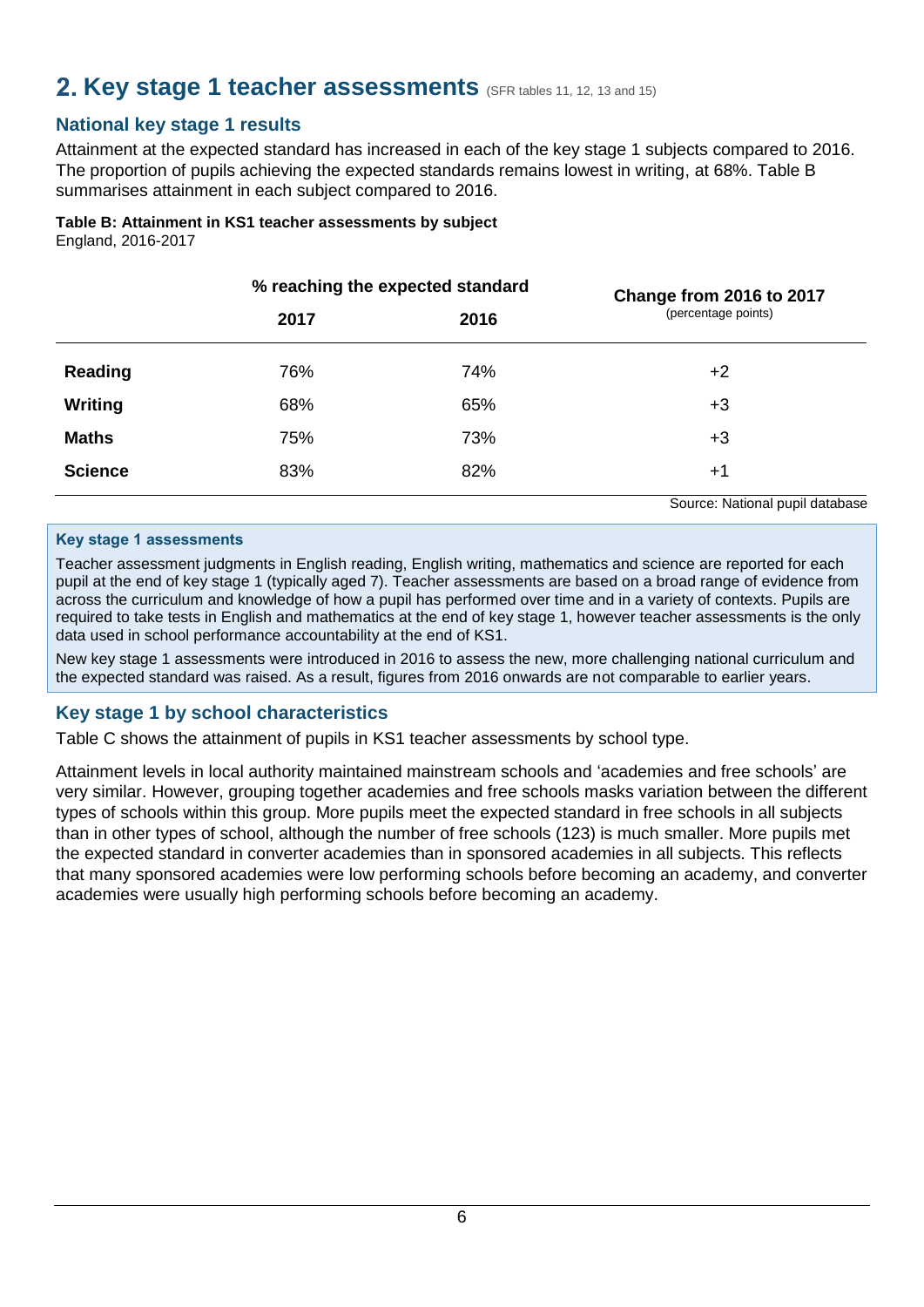## 2. Key stage 1 teacher assessments (SFR tables 11, 12, 13 and 15)

### National key stage 1 results

Attainment at the expected standard has increased in each of the key stage 1 subjects compared to 2016. The proportion of pupils achieving the expected standards remains lowest in writing, at 68%. Table B summarises attainment in each subject compared to 2016.

**Table B: Attainment in KS1 teacher assessments by subject**
England, 2016-2017

| | % reaching the expected standard | | Change from 2016 to 2017 (percentage points) |
|---|---|---|---|
| | 2017 | 2016 | |
| **Reading** | 76% | 74% | +2 |
| **Writing** | 68% | 65% | +3 |
| **Maths** | 75% | 73% | +3 |
| **Science** | 83% | 82% | +1 |

Source: National pupil database

**Key stage 1 assessments**

Teacher assessment judgments in English reading, English writing, mathematics and science are reported for each pupil at the end of key stage 1 (typically aged 7). Teacher assessments are based on a broad range of evidence from across the curriculum and knowledge of how a pupil has performed over time and in a variety of contexts. Pupils are required to take tests in English and mathematics at the end of key stage 1, however teacher assessments is the only data used in school performance accountability at the end of KS1.

New key stage 1 assessments were introduced in 2016 to assess the new, more challenging national curriculum and the expected standard was raised. As a result, figures from 2016 onwards are not comparable to earlier years.

### Key stage 1 by school characteristics

Table C shows the attainment of pupils in KS1 teacher assessments by school type.

Attainment levels in local authority maintained mainstream schools and 'academies and free schools' are very similar. However, grouping together academies and free schools masks variation between the different types of schools within this group. More pupils meet the expected standard in free schools in all subjects than in other types of school, although the number of free schools (123) is much smaller. More pupils met the expected standard in converter academies than in sponsored academies in all subjects. This reflects that many sponsored academies were low performing schools before becoming an academy, and converter academies were usually high performing schools before becoming an academy.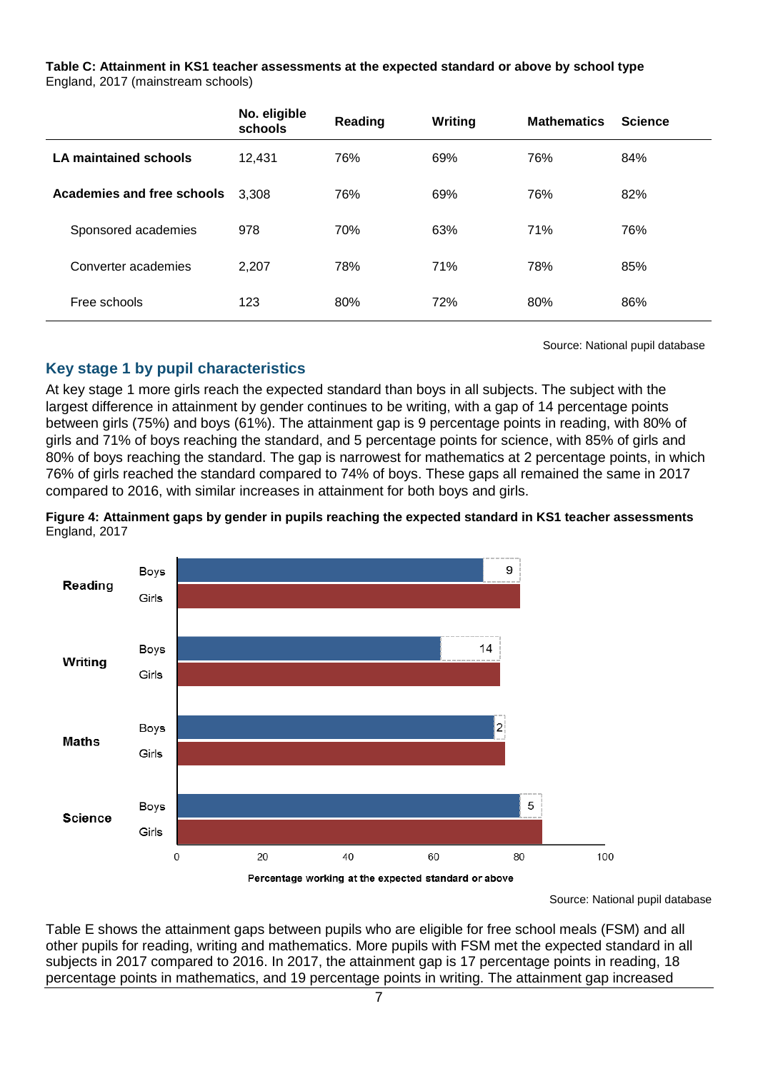**Table C: Attainment in KS1 teacher assessments at the expected standard or above by school type**
England, 2017 (mainstream schools)

| | No. eligible schools | Reading | Writing | Mathematics | Science |
|---|---|---|---|---|---|
| **LA maintained schools** | 12,431 | 76% | 69% | 76% | 84% |
| **Academies and free schools** | 3,308 | 76% | 69% | 76% | 82% |
| Sponsored academies | 978 | 70% | 63% | 71% | 76% |
| Converter academies | 2,207 | 78% | 71% | 78% | 85% |
| Free schools | 123 | 80% | 72% | 80% | 86% |

Source: National pupil database

## Key stage 1 by pupil characteristics

At key stage 1 more girls reach the expected standard than boys in all subjects. The subject with the largest difference in attainment by gender continues to be writing, with a gap of 14 percentage points between girls (75%) and boys (61%). The attainment gap is 9 percentage points in reading, with 80% of girls and 71% of boys reaching the standard, and 5 percentage points for science, with 85% of girls and 80% of boys reaching the standard. The gap is narrowest for mathematics at 2 percentage points, in which 76% of girls reached the standard compared to 74% of boys. These gaps all remained the same in 2017 compared to 2016, with similar increases in attainment for both boys and girls.

**Figure 4: Attainment gaps by gender in pupils reaching the expected standard in KS1 teacher assessments**
England, 2017

| Subject | Gender | Gap |
|---|---|---|
| Reading | Boys / Girls | 9 |
| Writing | Boys / Girls | 14 |
| Maths | Boys / Girls | 2 |
| Science | Boys / Girls | 5 |

Percentage working at the expected standard or above

Source: National pupil database

Table E shows the attainment gaps between pupils who are eligible for free school meals (FSM) and all other pupils for reading, writing and mathematics. More pupils with FSM met the expected standard in all subjects in 2017 compared to 2016. In 2017, the attainment gap is 17 percentage points in reading, 18 percentage points in mathematics, and 19 percentage points in writing. The attainment gap increased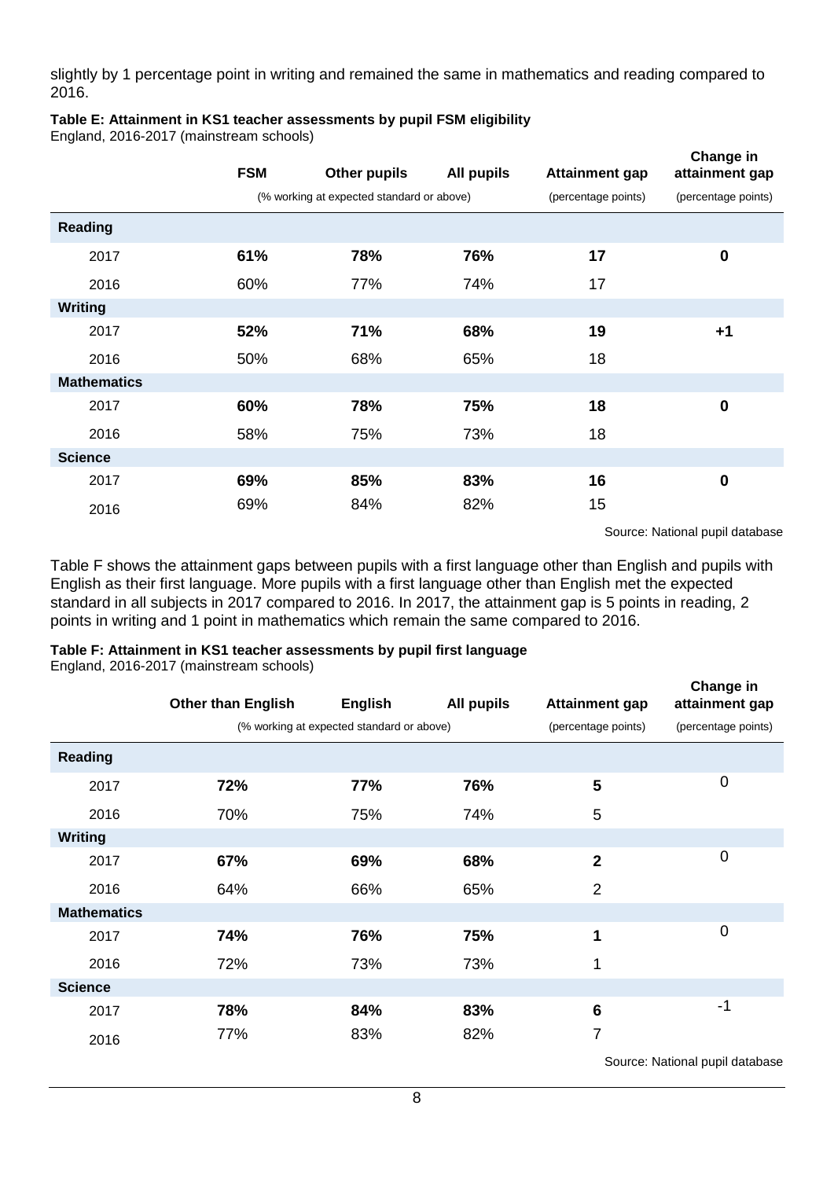slightly by 1 percentage point in writing and remained the same in mathematics and reading compared to 2016.

**Table E: Attainment in KS1 teacher assessments by pupil FSM eligibility**
England, 2016-2017 (mainstream schools)

| | FSM | Other pupils | All pupils | Attainment gap | Change in attainment gap |
|---|---|---|---|---|---|
| | (% working at expected standard or above) | | | (percentage points) | (percentage points) |
| **Reading** | | | | | |
| 2017 | **61%** | **78%** | **76%** | **17** | **0** |
| 2016 | 60% | 77% | 74% | 17 | |
| **Writing** | | | | | |
| 2017 | **52%** | **71%** | **68%** | **19** | **+1** |
| 2016 | 50% | 68% | 65% | 18 | |
| **Mathematics** | | | | | |
| 2017 | **60%** | **78%** | **75%** | **18** | **0** |
| 2016 | 58% | 75% | 73% | 18 | |
| **Science** | | | | | |
| 2017 | **69%** | **85%** | **83%** | **16** | **0** |
| 2016 | 69% | 84% | 82% | 15 | |

Source: National pupil database

Table F shows the attainment gaps between pupils with a first language other than English and pupils with English as their first language. More pupils with a first language other than English met the expected standard in all subjects in 2017 compared to 2016. In 2017, the attainment gap is 5 points in reading, 2 points in writing and 1 point in mathematics which remain the same compared to 2016.

**Table F: Attainment in KS1 teacher assessments by pupil first language**
England, 2016-2017 (mainstream schools)

| | Other than English | English | All pupils | Attainment gap | Change in attainment gap |
|---|---|---|---|---|---|
| | (% working at expected standard or above) | | | (percentage points) | (percentage points) |
| **Reading** | | | | | |
| 2017 | **72%** | **77%** | **76%** | **5** | 0 |
| 2016 | 70% | 75% | 74% | 5 | |
| **Writing** | | | | | |
| 2017 | **67%** | **69%** | **68%** | **2** | 0 |
| 2016 | 64% | 66% | 65% | 2 | |
| **Mathematics** | | | | | |
| 2017 | **74%** | **76%** | **75%** | **1** | 0 |
| 2016 | 72% | 73% | 73% | 1 | |
| **Science** | | | | | |
| 2017 | **78%** | **84%** | **83%** | **6** | -1 |
| 2016 | 77% | 83% | 82% | 7 | |

Source: National pupil database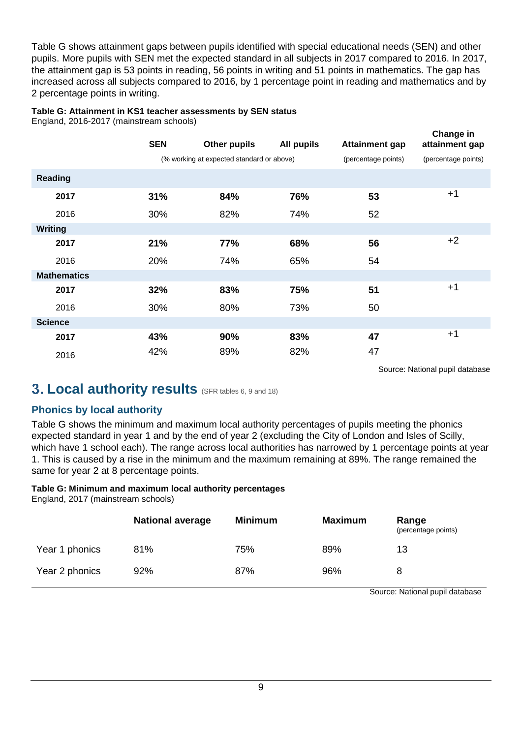Table G shows attainment gaps between pupils identified with special educational needs (SEN) and other pupils. More pupils with SEN met the expected standard in all subjects in 2017 compared to 2016. In 2017, the attainment gap is 53 points in reading, 56 points in writing and 51 points in mathematics. The gap has increased across all subjects compared to 2016, by 1 percentage point in reading and mathematics and by 2 percentage points in writing.

**Table G: Attainment in KS1 teacher assessments by SEN status**
England, 2016-2017 (mainstream schools)

| | SEN | Other pupils | All pupils | Attainment gap | Change in attainment gap |
|---|---|---|---|---|---|
| | (% working at expected standard or above) | | | (percentage points) | (percentage points) |
| **Reading** | | | | | |
| **2017** | **31%** | **84%** | **76%** | **53** | +1 |
| 2016 | 30% | 82% | 74% | 52 | |
| **Writing** | | | | | |
| **2017** | **21%** | **77%** | **68%** | **56** | +2 |
| 2016 | 20% | 74% | 65% | 54 | |
| **Mathematics** | | | | | |
| **2017** | **32%** | **83%** | **75%** | **51** | +1 |
| 2016 | 30% | 80% | 73% | 50 | |
| **Science** | | | | | |
| **2017** | **43%** | **90%** | **83%** | **47** | +1 |
| 2016 | 42% | 89% | 82% | 47 | |

Source: National pupil database

# 3. Local authority results (SFR tables 6, 9 and 18)

## Phonics by local authority

Table G shows the minimum and maximum local authority percentages of pupils meeting the phonics expected standard in year 1 and by the end of year 2 (excluding the City of London and Isles of Scilly, which have 1 school each). The range across local authorities has narrowed by 1 percentage points at year 1. This is caused by a rise in the minimum and the maximum remaining at 89%. The range remained the same for year 2 at 8 percentage points.

**Table G: Minimum and maximum local authority percentages**
England, 2017 (mainstream schools)

| | National average | Minimum | Maximum | Range (percentage points) |
|---|---|---|---|---|
| Year 1 phonics | 81% | 75% | 89% | 13 |
| Year 2 phonics | 92% | 87% | 96% | 8 |

Source: National pupil database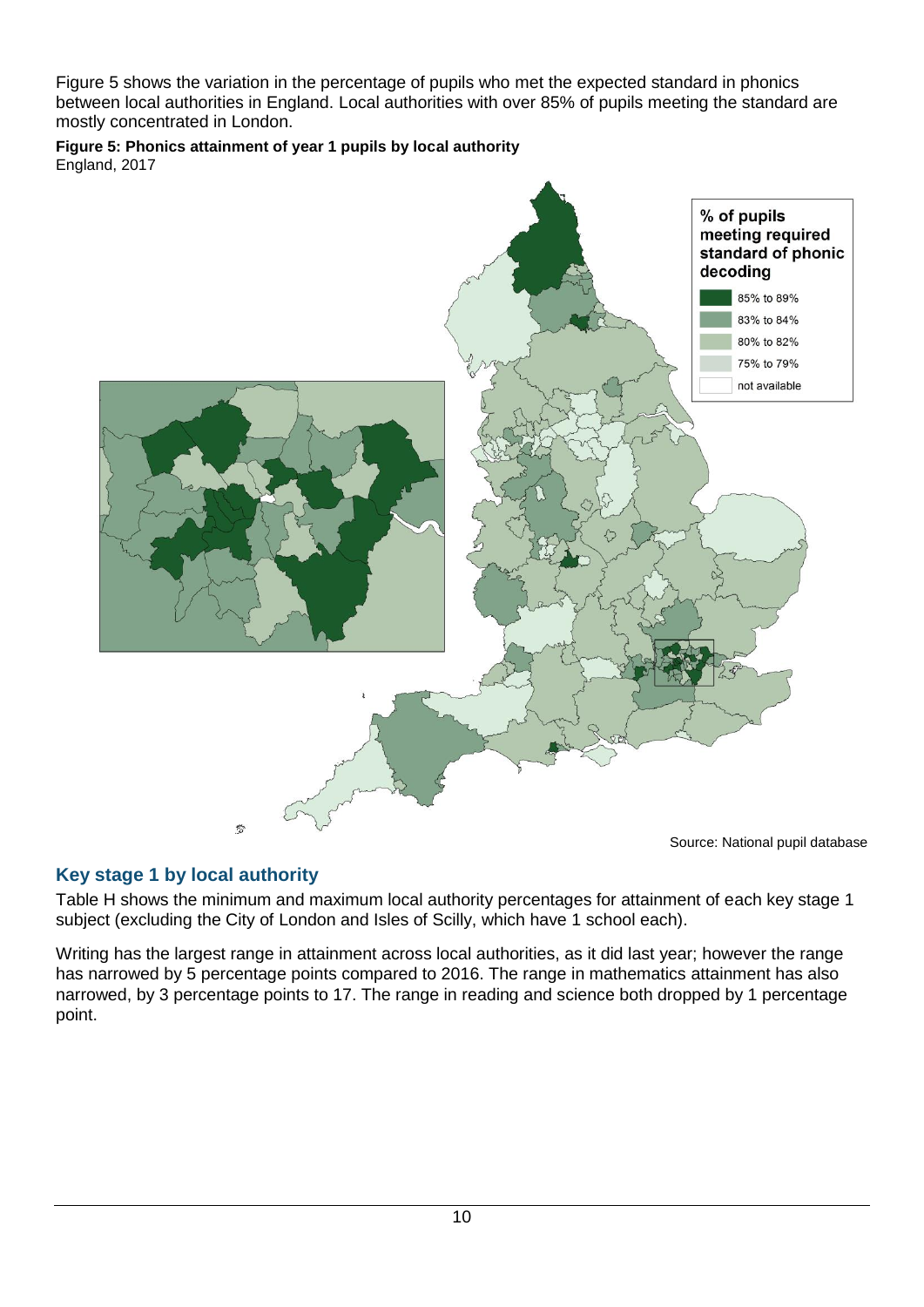Figure 5 shows the variation in the percentage of pupils who met the expected standard in phonics between local authorities in England. Local authorities with over 85% of pupils meeting the standard are mostly concentrated in London.

**Figure 5: Phonics attainment of year 1 pupils by local authority**
England, 2017

% of pupils meeting required standard of phonic decoding

- 85% to 89%
- 83% to 84%
- 80% to 82%
- 75% to 79%
- not available

Source: National pupil database

## Key stage 1 by local authority

Table H shows the minimum and maximum local authority percentages for attainment of each key stage 1 subject (excluding the City of London and Isles of Scilly, which have 1 school each).

Writing has the largest range in attainment across local authorities, as it did last year; however the range has narrowed by 5 percentage points compared to 2016. The range in mathematics attainment has also narrowed, by 3 percentage points to 17. The range in reading and science both dropped by 1 percentage point.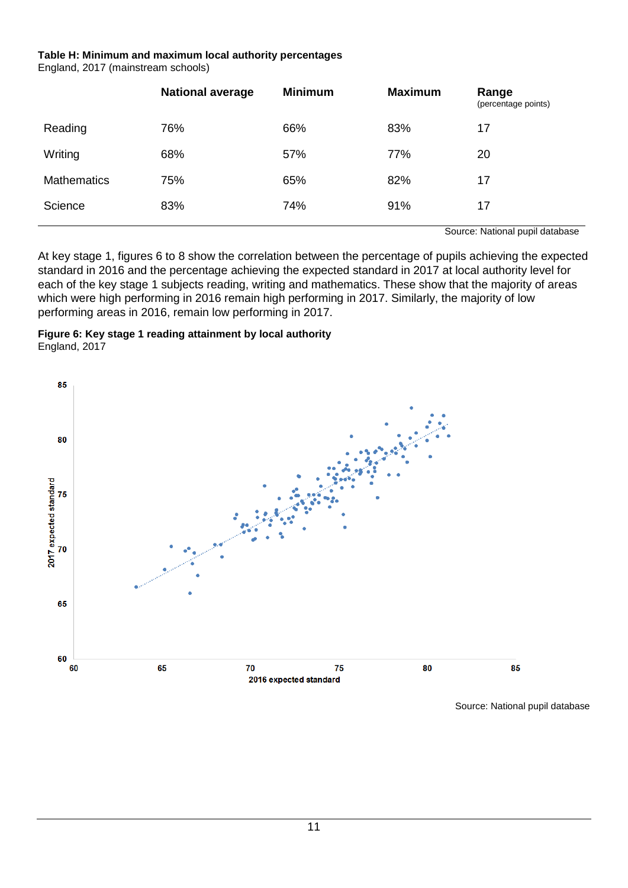**Table H: Minimum and maximum local authority percentages**
England, 2017 (mainstream schools)

| | National average | Minimum | Maximum | Range (percentage points) |
|---|---|---|---|---|
| Reading | 76% | 66% | 83% | 17 |
| Writing | 68% | 57% | 77% | 20 |
| Mathematics | 75% | 65% | 82% | 17 |
| Science | 83% | 74% | 91% | 17 |

Source: National pupil database

At key stage 1, figures 6 to 8 show the correlation between the percentage of pupils achieving the expected standard in 2016 and the percentage achieving the expected standard in 2017 at local authority level for each of the key stage 1 subjects reading, writing and mathematics. These show that the majority of areas which were high performing in 2016 remain high performing in 2017. Similarly, the majority of low performing areas in 2016, remain low performing in 2017.

**Figure 6: Key stage 1 reading attainment by local authority**
England, 2017

Source: National pupil database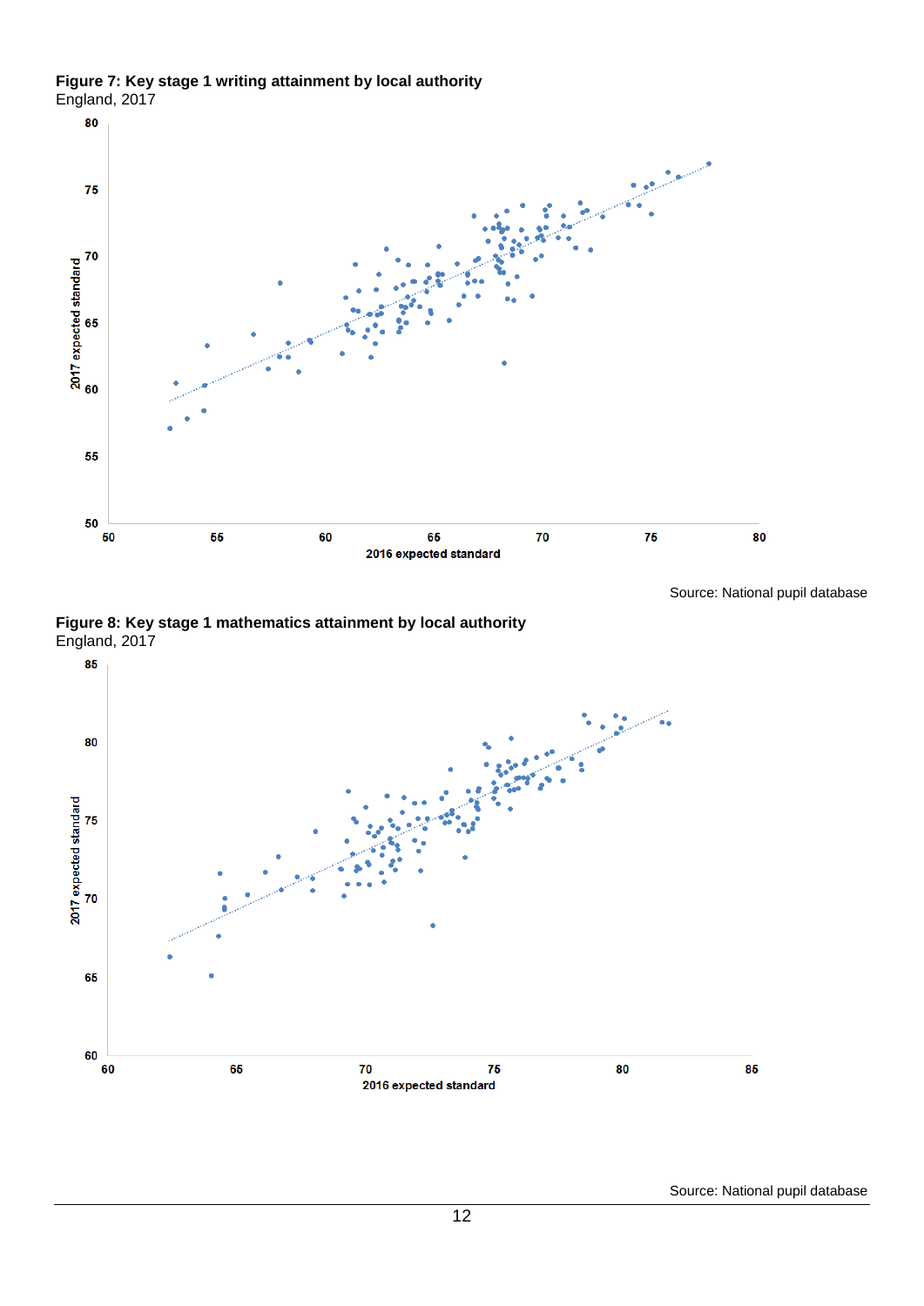**Figure 7: Key stage 1 writing attainment by local authority**
England, 2017

Source: National pupil database

**Figure 8: Key stage 1 mathematics attainment by local authority**
England, 2017

Source: National pupil database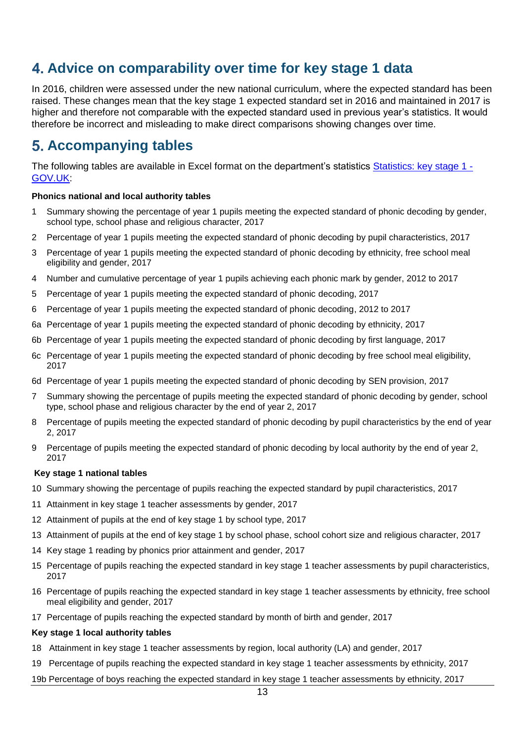## 4. Advice on comparability over time for key stage 1 data

In 2016, children were assessed under the new national curriculum, where the expected standard has been raised. These changes mean that the key stage 1 expected standard set in 2016 and maintained in 2017 is higher and therefore not comparable with the expected standard used in previous year's statistics. It would therefore be incorrect and misleading to make direct comparisons showing changes over time.

## 5. Accompanying tables

The following tables are available in Excel format on the department's statistics [Statistics: key stage 1 - GOV.UK](Statistics: key stage 1 - GOV.UK):

**Phonics national and local authority tables**

1 Summary showing the percentage of year 1 pupils meeting the expected standard of phonic decoding by gender, school type, school phase and religious character, 2017

2 Percentage of year 1 pupils meeting the expected standard of phonic decoding by pupil characteristics, 2017

3 Percentage of year 1 pupils meeting the expected standard of phonic decoding by ethnicity, free school meal eligibility and gender, 2017

4 Number and cumulative percentage of year 1 pupils achieving each phonic mark by gender, 2012 to 2017

5 Percentage of year 1 pupils meeting the expected standard of phonic decoding, 2017

6 Percentage of year 1 pupils meeting the expected standard of phonic decoding, 2012 to 2017

6a Percentage of year 1 pupils meeting the expected standard of phonic decoding by ethnicity, 2017

6b Percentage of year 1 pupils meeting the expected standard of phonic decoding by first language, 2017

6c Percentage of year 1 pupils meeting the expected standard of phonic decoding by free school meal eligibility, 2017

6d Percentage of year 1 pupils meeting the expected standard of phonic decoding by SEN provision, 2017

7 Summary showing the percentage of pupils meeting the expected standard of phonic decoding by gender, school type, school phase and religious character by the end of year 2, 2017

8 Percentage of pupils meeting the expected standard of phonic decoding by pupil characteristics by the end of year 2, 2017

9 Percentage of pupils meeting the expected standard of phonic decoding by local authority by the end of year 2, 2017

**Key stage 1 national tables**

10 Summary showing the percentage of pupils reaching the expected standard by pupil characteristics, 2017

11 Attainment in key stage 1 teacher assessments by gender, 2017

12 Attainment of pupils at the end of key stage 1 by school type, 2017

13 Attainment of pupils at the end of key stage 1 by school phase, school cohort size and religious character, 2017

14 Key stage 1 reading by phonics prior attainment and gender, 2017

15 Percentage of pupils reaching the expected standard in key stage 1 teacher assessments by pupil characteristics, 2017

16 Percentage of pupils reaching the expected standard in key stage 1 teacher assessments by ethnicity, free school meal eligibility and gender, 2017

17 Percentage of pupils reaching the expected standard by month of birth and gender, 2017

**Key stage 1 local authority tables**

18 Attainment in key stage 1 teacher assessments by region, local authority (LA) and gender, 2017

19 Percentage of pupils reaching the expected standard in key stage 1 teacher assessments by ethnicity, 2017

19b Percentage of boys reaching the expected standard in key stage 1 teacher assessments by ethnicity, 2017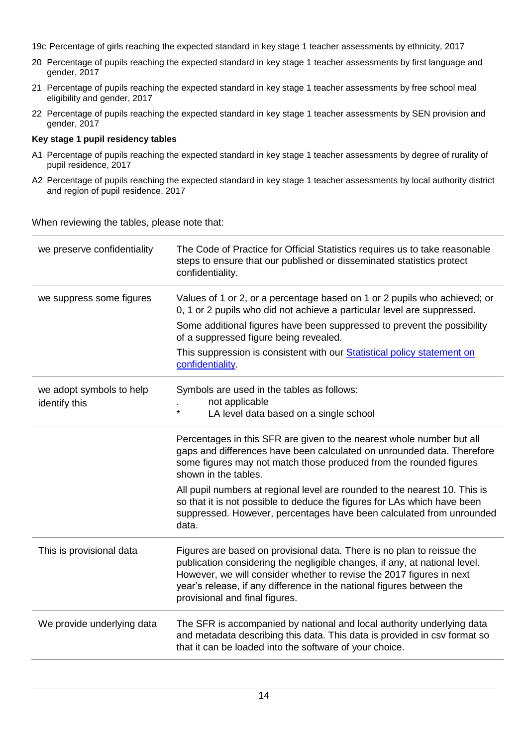19c Percentage of girls reaching the expected standard in key stage 1 teacher assessments by ethnicity, 2017

20 Percentage of pupils reaching the expected standard in key stage 1 teacher assessments by first language and gender, 2017

21 Percentage of pupils reaching the expected standard in key stage 1 teacher assessments by free school meal eligibility and gender, 2017

22 Percentage of pupils reaching the expected standard in key stage 1 teacher assessments by SEN provision and gender, 2017

**Key stage 1 pupil residency tables**

A1 Percentage of pupils reaching the expected standard in key stage 1 teacher assessments by degree of rurality of pupil residence, 2017

A2 Percentage of pupils reaching the expected standard in key stage 1 teacher assessments by local authority district and region of pupil residence, 2017

When reviewing the tables, please note that:

| | |
|---|---|
| we preserve confidentiality | The Code of Practice for Official Statistics requires us to take reasonable steps to ensure that our published or disseminated statistics protect confidentiality. |
| we suppress some figures | Values of 1 or 2, or a percentage based on 1 or 2 pupils who achieved; or 0, 1 or 2 pupils who did not achieve a particular level are suppressed. Some additional figures have been suppressed to prevent the possibility of a suppressed figure being revealed. This suppression is consistent with our [Statistical policy statement on confidentiality](). |
| we adopt symbols to help identify this | Symbols are used in the tables as follows: . not applicable * LA level data based on a single school |
| | Percentages in this SFR are given to the nearest whole number but all gaps and differences have been calculated on unrounded data. Therefore some figures may not match those produced from the rounded figures shown in the tables. All pupil numbers at regional level are rounded to the nearest 10. This is so that it is not possible to deduce the figures for LAs which have been suppressed. However, percentages have been calculated from unrounded data. |
| This is provisional data | Figures are based on provisional data. There is no plan to reissue the publication considering the negligible changes, if any, at national level. However, we will consider whether to revise the 2017 figures in next year's release, if any difference in the national figures between the provisional and final figures. |
| We provide underlying data | The SFR is accompanied by national and local authority underlying data and metadata describing this data. This data is provided in csv format so that it can be loaded into the software of your choice. |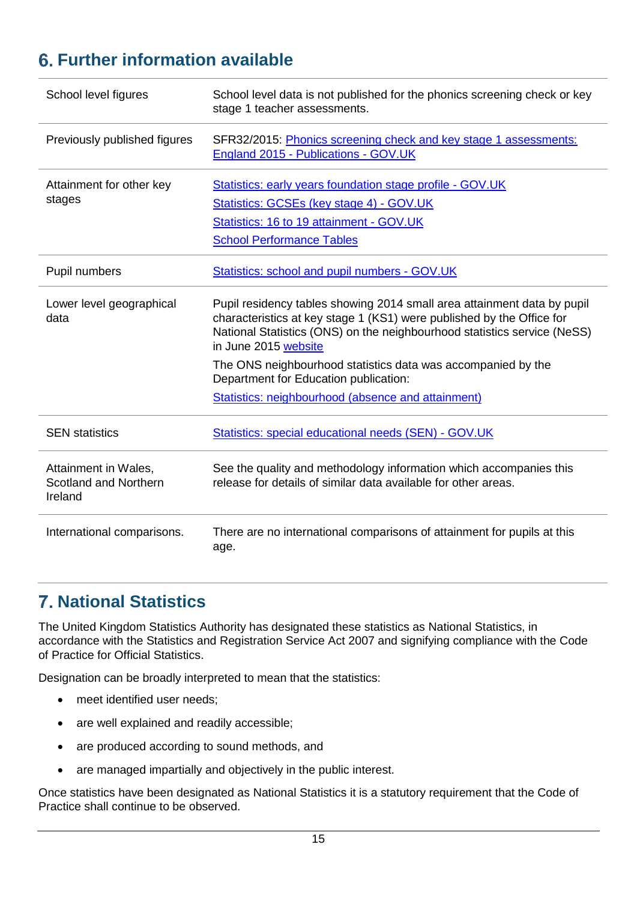## 6. Further information available

| | |
|---|---|
| School level figures | School level data is not published for the phonics screening check or key stage 1 teacher assessments. |
| Previously published figures | SFR32/2015: [Phonics screening check and key stage 1 assessments: England 2015 - Publications - GOV.UK]() |
| Attainment for other key stages | [Statistics: early years foundation stage profile - GOV.UK]()<br>[Statistics: GCSEs (key stage 4) - GOV.UK]()<br>[Statistics: 16 to 19 attainment - GOV.UK]()<br>[School Performance Tables]() |
| Pupil numbers | [Statistics: school and pupil numbers - GOV.UK]() |
| Lower level geographical data | Pupil residency tables showing 2014 small area attainment data by pupil characteristics at key stage 1 (KS1) were published by the Office for National Statistics (ONS) on the neighbourhood statistics service (NeSS) in June 2015 [website]()<br>The ONS neighbourhood statistics data was accompanied by the Department for Education publication:<br>[Statistics: neighbourhood (absence and attainment)]() |
| SEN statistics | [Statistics: special educational needs (SEN) - GOV.UK]() |
| Attainment in Wales, Scotland and Northern Ireland | See the quality and methodology information which accompanies this release for details of similar data available for other areas. |
| International comparisons. | There are no international comparisons of attainment for pupils at this age. |

## 7. National Statistics

The United Kingdom Statistics Authority has designated these statistics as National Statistics, in accordance with the Statistics and Registration Service Act 2007 and signifying compliance with the Code of Practice for Official Statistics.

Designation can be broadly interpreted to mean that the statistics:

- meet identified user needs;
- are well explained and readily accessible;
- are produced according to sound methods, and
- are managed impartially and objectively in the public interest.

Once statistics have been designated as National Statistics it is a statutory requirement that the Code of Practice shall continue to be observed.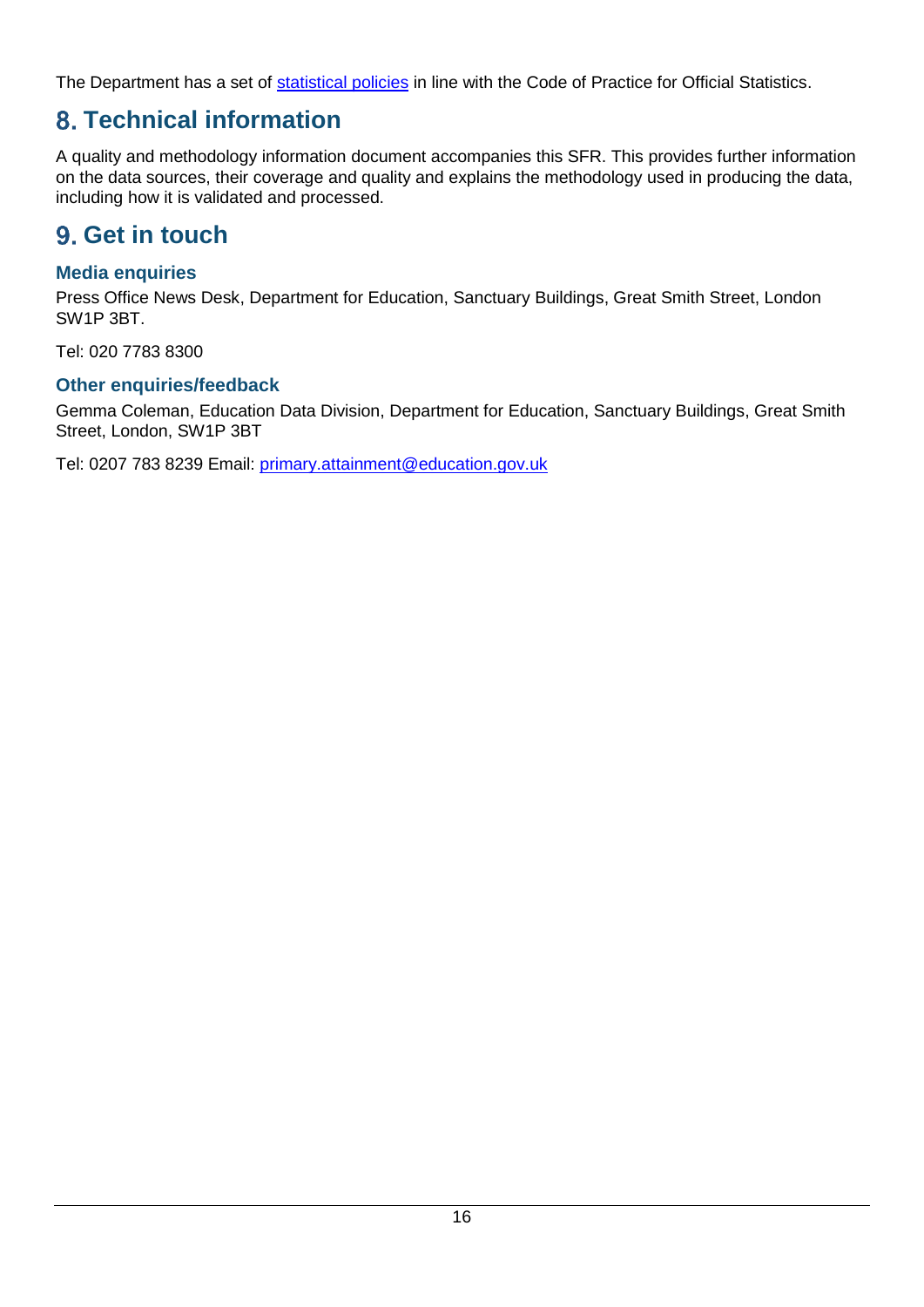The Department has a set of [statistical policies](statistical policies) in line with the Code of Practice for Official Statistics.

## 8. Technical information

A quality and methodology information document accompanies this SFR. This provides further information on the data sources, their coverage and quality and explains the methodology used in producing the data, including how it is validated and processed.

## 9. Get in touch

### Media enquiries

Press Office News Desk, Department for Education, Sanctuary Buildings, Great Smith Street, London SW1P 3BT.

Tel: 020 7783 8300

### Other enquiries/feedback

Gemma Coleman, Education Data Division, Department for Education, Sanctuary Buildings, Great Smith Street, London, SW1P 3BT

Tel: 0207 783 8239 Email: primary.attainment@education.gov.uk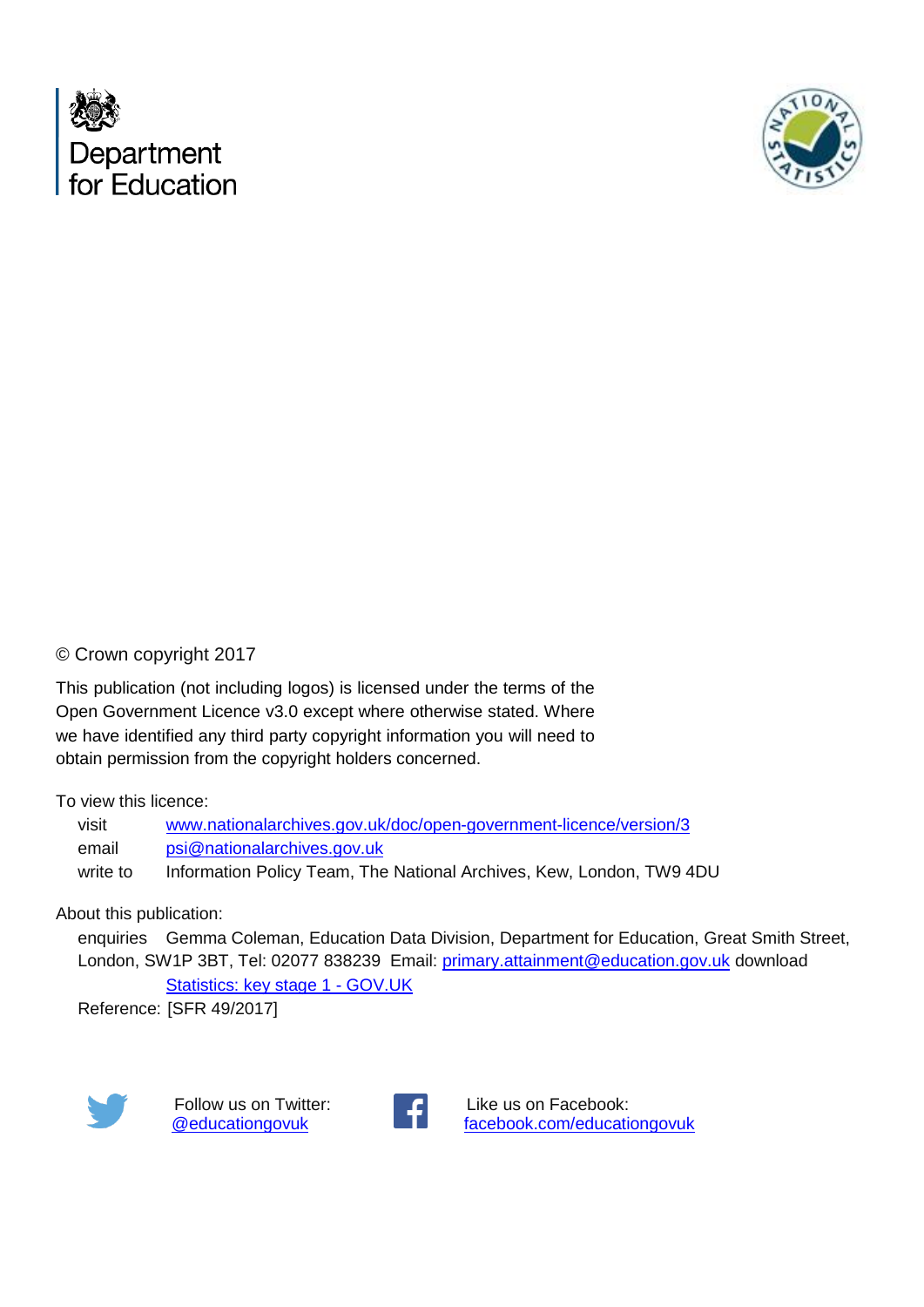Department for Education

© Crown copyright 2017

This publication (not including logos) is licensed under the terms of the Open Government Licence v3.0 except where otherwise stated. Where we have identified any third party copyright information you will need to obtain permission from the copyright holders concerned.

To view this licence:

visit [www.nationalarchives.gov.uk/doc/open-government-licence/version/3](http://www.nationalarchives.gov.uk/doc/open-government-licence/version/3)
email [psi@nationalarchives.gov.uk](mailto:psi@nationalarchives.gov.uk)
write to Information Policy Team, The National Archives, Kew, London, TW9 4DU

About this publication:

enquiries Gemma Coleman, Education Data Division, Department for Education, Great Smith Street, London, SW1P 3BT, Tel: 02077 838239 Email: [primary.attainment@education.gov.uk](mailto:primary.attainment@education.gov.uk) download [Statistics: key stage 1 - GOV.UK](#)

Reference: [SFR 49/2017]

Follow us on Twitter: [@educationgovuk](#)

Like us on Facebook: [facebook.com/educationgovuk](#)